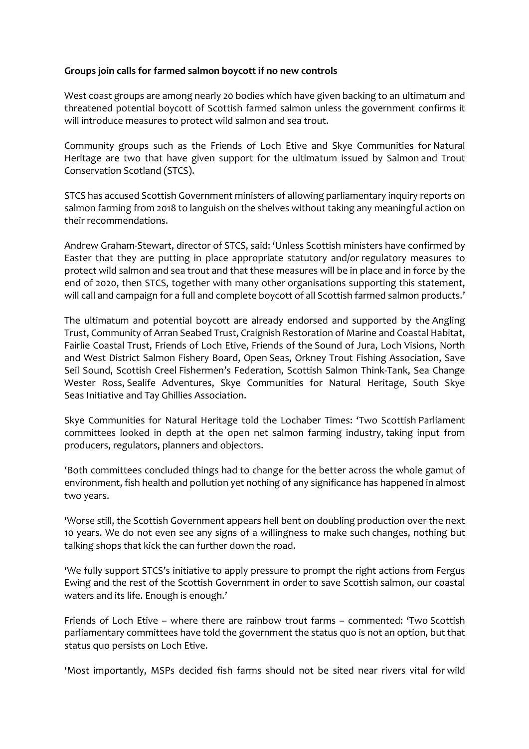**Groups join calls for farmed salmon boycott if no new controls**

West coast groups are among nearly 20 bodies which have given backing to an ultimatum and threatened potential boycott of Scottish farmed salmon unless the government confirms it will introduce measures to protect wild salmon and sea trout.

Community groups such as the Friends of Loch Etive and Skye Communities for Natural Heritage are two that have given support for the ultimatum issued by Salmon and Trout Conservation Scotland (STCS).

STCS has accused Scottish Government ministers of allowing parliamentary inquiry reports on salmon farming from 2018 to languish on the shelves without taking any meaningful action on their recommendations.

Andrew Graham-Stewart, director of STCS, said: 'Unless Scottish ministers have confirmed by Easter that they are putting in place appropriate statutory and/or regulatory measures to protect wild salmon and sea trout and that these measures will be in place and in force by the end of 2020, then STCS, together with many other organisations supporting this statement, will call and campaign for a full and complete boycott of all Scottish farmed salmon products.'

The ultimatum and potential boycott are already endorsed and supported by the Angling Trust, Community of Arran Seabed Trust, Craignish Restoration of Marine and Coastal Habitat, Fairlie Coastal Trust, Friends of Loch Etive, Friends of the Sound of Jura, Loch Visions, North and West District Salmon Fishery Board, Open Seas, Orkney Trout Fishing Association, Save Seil Sound, Scottish Creel Fishermen's Federation, Scottish Salmon Think-Tank, Sea Change Wester Ross, Sealife Adventures, Skye Communities for Natural Heritage, South Skye Seas Initiative and Tay Ghillies Association.

Skye Communities for Natural Heritage told the Lochaber Times: 'Two Scottish Parliament committees looked in depth at the open net salmon farming industry, taking input from producers, regulators, planners and objectors.

'Both committees concluded things had to change for the better across the whole gamut of environment, fish health and pollution yet nothing of any significance has happened in almost two years.

'Worse still, the Scottish Government appears hell bent on doubling production over the next 10 years. We do not even see any signs of a willingness to make such changes, nothing but talking shops that kick the can further down the road.

'We fully support STCS's initiative to apply pressure to prompt the right actions from Fergus Ewing and the rest of the Scottish Government in order to save Scottish salmon, our coastal waters and its life. Enough is enough.'

Friends of Loch Etive – where there are rainbow trout farms – commented: 'Two Scottish parliamentary committees have told the government the status quo is not an option, but that status quo persists on Loch Etive.

'Most importantly, MSPs decided fish farms should not be sited near rivers vital for wild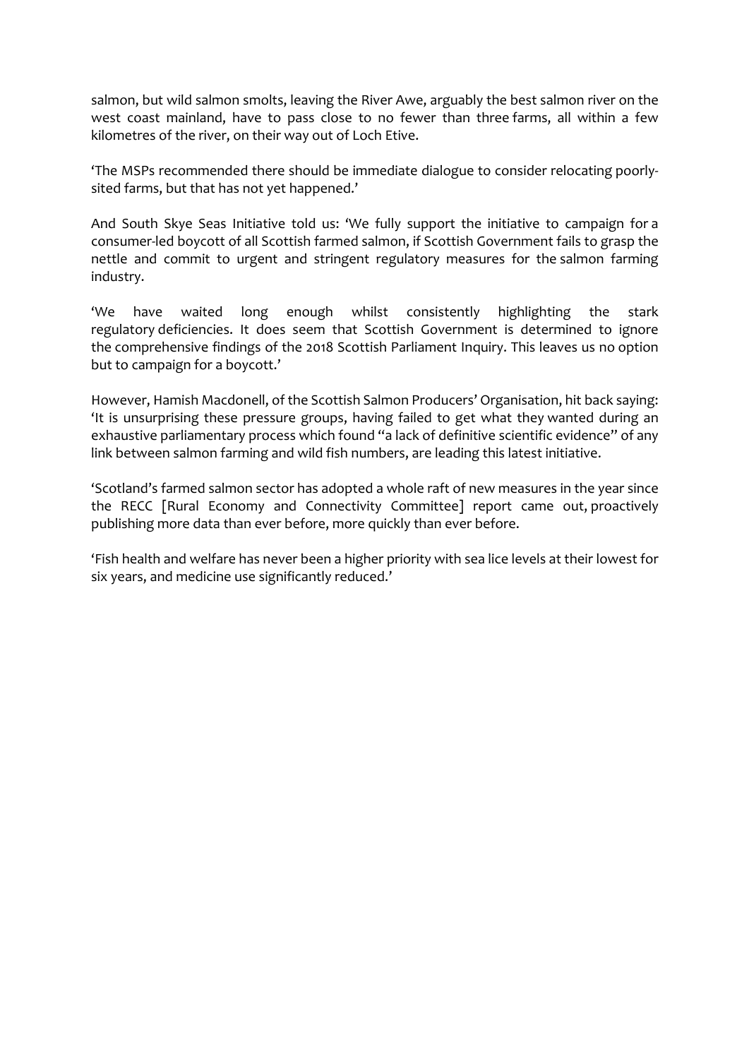salmon, but wild salmon smolts, leaving the River Awe, arguably the best salmon river on the west coast mainland, have to pass close to no fewer than three farms, all within a few kilometres of the river, on their way out of Loch Etive.

'The MSPs recommended there should be immediate dialogue to consider relocating poorly-sited farms, but that has not yet happened.'

And South Skye Seas Initiative told us: 'We fully support the initiative to campaign for a consumer-led boycott of all Scottish farmed salmon, if Scottish Government fails to grasp the nettle and commit to urgent and stringent regulatory measures for the salmon farming industry.

'We have waited long enough whilst consistently highlighting the stark regulatory deficiencies. It does seem that Scottish Government is determined to ignore the comprehensive findings of the 2018 Scottish Parliament Inquiry. This leaves us no option but to campaign for a boycott.'

However, Hamish Macdonell, of the Scottish Salmon Producers' Organisation, hit back saying: 'It is unsurprising these pressure groups, having failed to get what they wanted during an exhaustive parliamentary process which found "a lack of definitive scientific evidence" of any link between salmon farming and wild fish numbers, are leading this latest initiative.

'Scotland's farmed salmon sector has adopted a whole raft of new measures in the year since the RECC [Rural Economy and Connectivity Committee] report came out, proactively publishing more data than ever before, more quickly than ever before.

'Fish health and welfare has never been a higher priority with sea lice levels at their lowest for six years, and medicine use significantly reduced.'